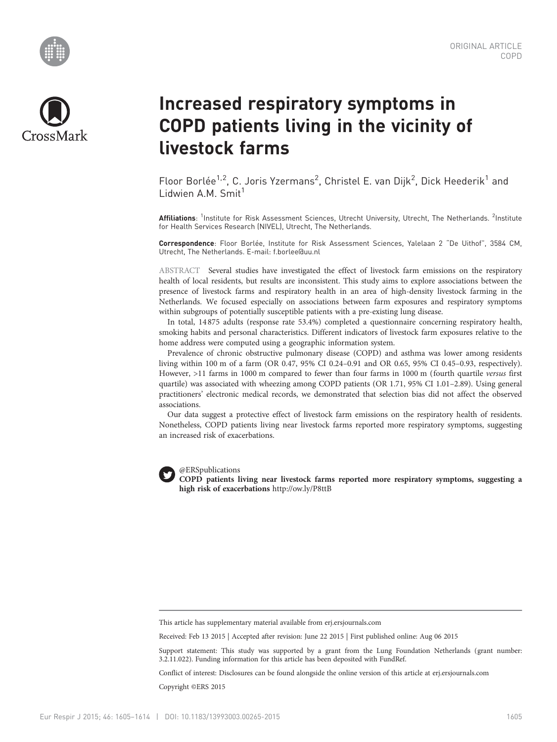ORIGINAL ARTICLE
COPD

# Increased respiratory symptoms in COPD patients living in the vicinity of livestock farms

Floor Borlée[1,2], C. Joris Yzermans[2], Christel E. van Dijk[2], Dick Heederik[1] and Lidwien A.M. Smit[1]

**Affiliations**: [1]Institute for Risk Assessment Sciences, Utrecht University, Utrecht, The Netherlands. [2]Institute for Health Services Research (NIVEL), Utrecht, The Netherlands.

**Correspondence**: Floor Borlée, Institute for Risk Assessment Sciences, Yalelaan 2 "De Uithof", 3584 CM, Utrecht, The Netherlands. E-mail: f.borlee@uu.nl

ABSTRACT Several studies have investigated the effect of livestock farm emissions on the respiratory health of local residents, but results are inconsistent. This study aims to explore associations between the presence of livestock farms and respiratory health in an area of high-density livestock farming in the Netherlands. We focused especially on associations between farm exposures and respiratory symptoms within subgroups of potentially susceptible patients with a pre-existing lung disease.

In total, 14 875 adults (response rate 53.4%) completed a questionnaire concerning respiratory health, smoking habits and personal characteristics. Different indicators of livestock farm exposures relative to the home address were computed using a geographic information system.

Prevalence of chronic obstructive pulmonary disease (COPD) and asthma was lower among residents living within 100 m of a farm (OR 0.47, 95% CI 0.24–0.91 and OR 0.65, 95% CI 0.45–0.93, respectively). However, >11 farms in 1000 m compared to fewer than four farms in 1000 m (fourth quartile *versus* first quartile) was associated with wheezing among COPD patients (OR 1.71, 95% CI 1.01–2.89). Using general practitioners' electronic medical records, we demonstrated that selection bias did not affect the observed associations.

Our data suggest a protective effect of livestock farm emissions on the respiratory health of residents. Nonetheless, COPD patients living near livestock farms reported more respiratory symptoms, suggesting an increased risk of exacerbations.

@ERSpublications
**COPD patients living near livestock farms reported more respiratory symptoms, suggesting a high risk of exacerbations** http://ow.ly/P8ttB

This article has supplementary material available from erj.ersjournals.com

Received: Feb 13 2015 | Accepted after revision: June 22 2015 | First published online: Aug 06 2015

Support statement: This study was supported by a grant from the Lung Foundation Netherlands (grant number: 3.2.11.022). Funding information for this article has been deposited with FundRef.

Conflict of interest: Disclosures can be found alongside the online version of this article at erj.ersjournals.com

Copyright ©ERS 2015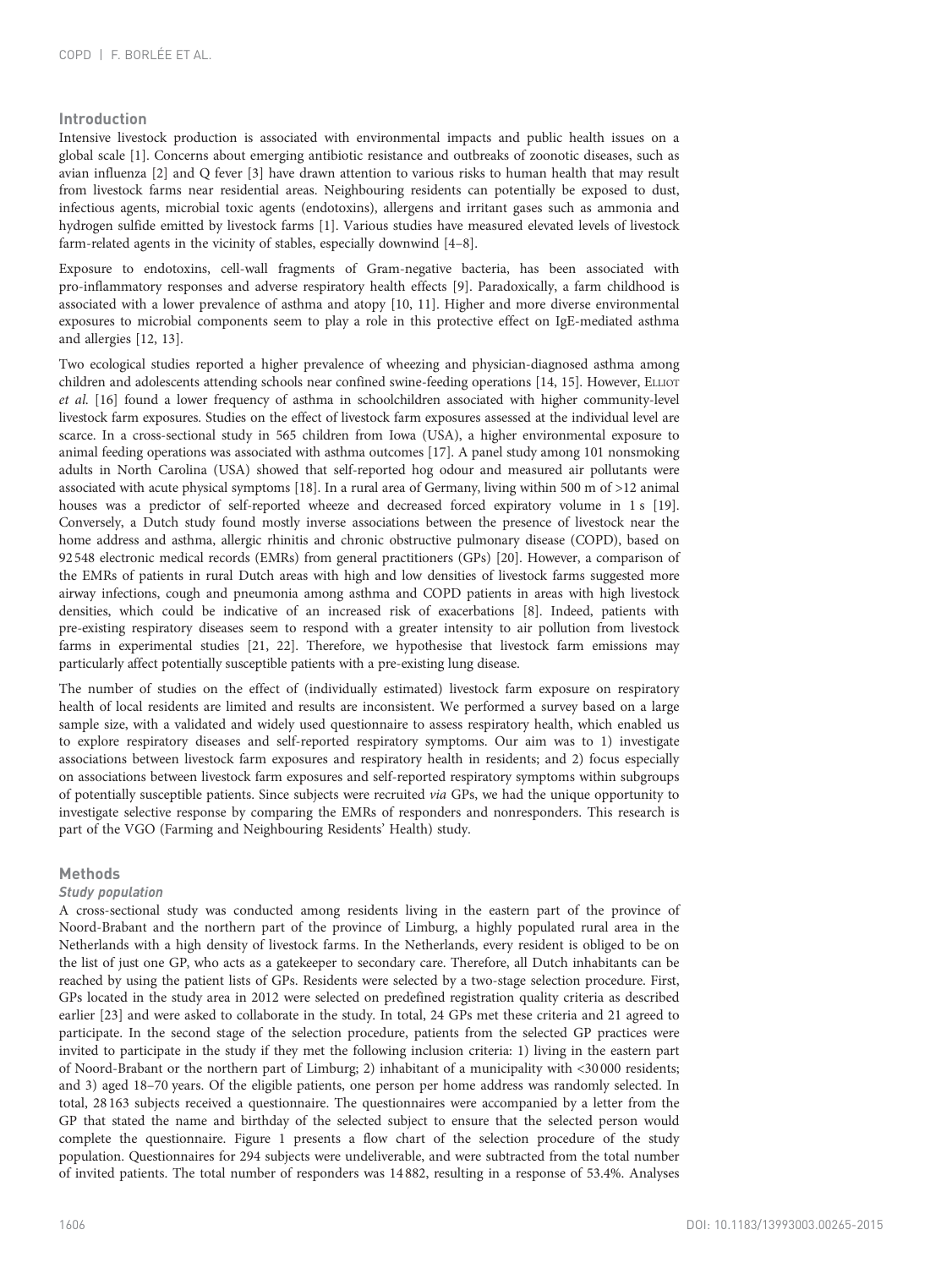## Introduction

Intensive livestock production is associated with environmental impacts and public health issues on a global scale [1]. Concerns about emerging antibiotic resistance and outbreaks of zoonotic diseases, such as avian influenza [2] and Q fever [3] have drawn attention to various risks to human health that may result from livestock farms near residential areas. Neighbouring residents can potentially be exposed to dust, infectious agents, microbial toxic agents (endotoxins), allergens and irritant gases such as ammonia and hydrogen sulfide emitted by livestock farms [1]. Various studies have measured elevated levels of livestock farm-related agents in the vicinity of stables, especially downwind [4–8].

Exposure to endotoxins, cell-wall fragments of Gram-negative bacteria, has been associated with pro-inflammatory responses and adverse respiratory health effects [9]. Paradoxically, a farm childhood is associated with a lower prevalence of asthma and atopy [10, 11]. Higher and more diverse environmental exposures to microbial components seem to play a role in this protective effect on IgE-mediated asthma and allergies [12, 13].

Two ecological studies reported a higher prevalence of wheezing and physician-diagnosed asthma among children and adolescents attending schools near confined swine-feeding operations [14, 15]. However, Elliot *et al.* [16] found a lower frequency of asthma in schoolchildren associated with higher community-level livestock farm exposures. Studies on the effect of livestock farm exposures assessed at the individual level are scarce. In a cross-sectional study in 565 children from Iowa (USA), a higher environmental exposure to animal feeding operations was associated with asthma outcomes [17]. A panel study among 101 nonsmoking adults in North Carolina (USA) showed that self-reported hog odour and measured air pollutants were associated with acute physical symptoms [18]. In a rural area of Germany, living within 500 m of >12 animal houses was a predictor of self-reported wheeze and decreased forced expiratory volume in 1 s [19]. Conversely, a Dutch study found mostly inverse associations between the presence of livestock near the home address and asthma, allergic rhinitis and chronic obstructive pulmonary disease (COPD), based on 92 548 electronic medical records (EMRs) from general practitioners (GPs) [20]. However, a comparison of the EMRs of patients in rural Dutch areas with high and low densities of livestock farms suggested more airway infections, cough and pneumonia among asthma and COPD patients in areas with high livestock densities, which could be indicative of an increased risk of exacerbations [8]. Indeed, patients with pre-existing respiratory diseases seem to respond with a greater intensity to air pollution from livestock farms in experimental studies [21, 22]. Therefore, we hypothesise that livestock farm emissions may particularly affect potentially susceptible patients with a pre-existing lung disease.

The number of studies on the effect of (individually estimated) livestock farm exposure on respiratory health of local residents are limited and results are inconsistent. We performed a survey based on a large sample size, with a validated and widely used questionnaire to assess respiratory health, which enabled us to explore respiratory diseases and self-reported respiratory symptoms. Our aim was to 1) investigate associations between livestock farm exposures and respiratory health in residents; and 2) focus especially on associations between livestock farm exposures and self-reported respiratory symptoms within subgroups of potentially susceptible patients. Since subjects were recruited *via* GPs, we had the unique opportunity to investigate selective response by comparing the EMRs of responders and nonresponders. This research is part of the VGO (Farming and Neighbouring Residents' Health) study.

## Methods

### Study population

A cross-sectional study was conducted among residents living in the eastern part of the province of Noord-Brabant and the northern part of the province of Limburg, a highly populated rural area in the Netherlands with a high density of livestock farms. In the Netherlands, every resident is obliged to be on the list of just one GP, who acts as a gatekeeper to secondary care. Therefore, all Dutch inhabitants can be reached by using the patient lists of GPs. Residents were selected by a two-stage selection procedure. First, GPs located in the study area in 2012 were selected on predefined registration quality criteria as described earlier [23] and were asked to collaborate in the study. In total, 24 GPs met these criteria and 21 agreed to participate. In the second stage of the selection procedure, patients from the selected GP practices were invited to participate in the study if they met the following inclusion criteria: 1) living in the eastern part of Noord-Brabant or the northern part of Limburg; 2) inhabitant of a municipality with <30 000 residents; and 3) aged 18–70 years. Of the eligible patients, one person per home address was randomly selected. In total, 28 163 subjects received a questionnaire. The questionnaires were accompanied by a letter from the GP that stated the name and birthday of the selected subject to ensure that the selected person would complete the questionnaire. Figure 1 presents a flow chart of the selection procedure of the study population. Questionnaires for 294 subjects were undeliverable, and were subtracted from the total number of invited patients. The total number of responders was 14 882, resulting in a response of 53.4%. Analyses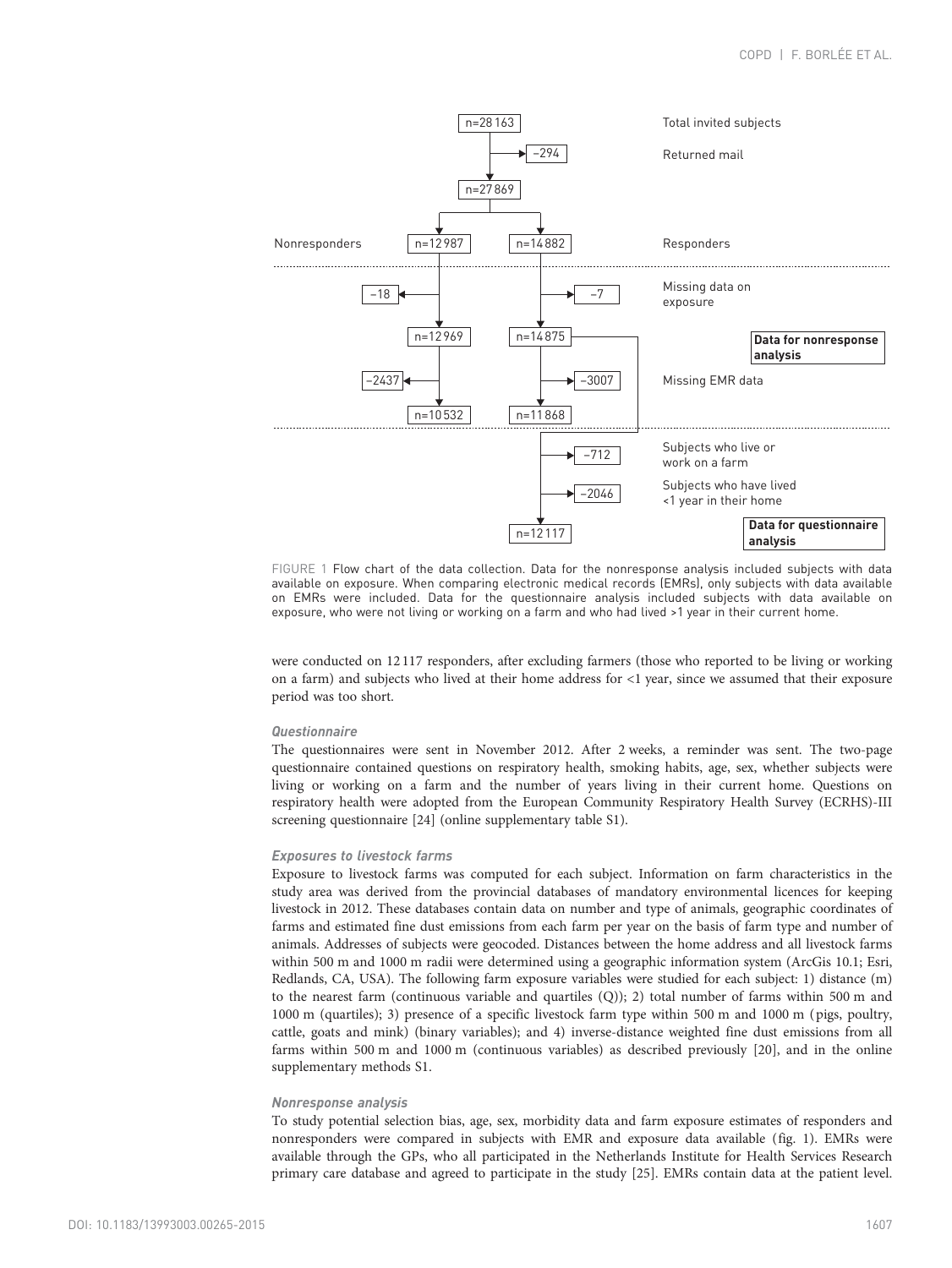FIGURE 1 Flow chart of the data collection. Data for the nonresponse analysis included subjects with data available on exposure. When comparing electronic medical records (EMRs), only subjects with data available on EMRs were included. Data for the questionnaire analysis included subjects with data available on exposure, who were not living or working on a farm and who had lived >1 year in their current home.

were conducted on 12 117 responders, after excluding farmers (those who reported to be living or working on a farm) and subjects who lived at their home address for <1 year, since we assumed that their exposure period was too short.

### Questionnaire

The questionnaires were sent in November 2012. After 2 weeks, a reminder was sent. The two-page questionnaire contained questions on respiratory health, smoking habits, age, sex, whether subjects were living or working on a farm and the number of years living in their current home. Questions on respiratory health were adopted from the European Community Respiratory Health Survey (ECRHS)-III screening questionnaire [24] (online supplementary table S1).

### Exposures to livestock farms

Exposure to livestock farms was computed for each subject. Information on farm characteristics in the study area was derived from the provincial databases of mandatory environmental licences for keeping livestock in 2012. These databases contain data on number and type of animals, geographic coordinates of farms and estimated fine dust emissions from each farm per year on the basis of farm type and number of animals. Addresses of subjects were geocoded. Distances between the home address and all livestock farms within 500 m and 1000 m radii were determined using a geographic information system (ArcGis 10.1; Esri, Redlands, CA, USA). The following farm exposure variables were studied for each subject: 1) distance (m) to the nearest farm (continuous variable and quartiles (Q)); 2) total number of farms within 500 m and 1000 m (quartiles); 3) presence of a specific livestock farm type within 500 m and 1000 m (pigs, poultry, cattle, goats and mink) (binary variables); and 4) inverse-distance weighted fine dust emissions from all farms within 500 m and 1000 m (continuous variables) as described previously [20], and in the online supplementary methods S1.

### Nonresponse analysis

To study potential selection bias, age, sex, morbidity data and farm exposure estimates of responders and nonresponders were compared in subjects with EMR and exposure data available (fig. 1). EMRs were available through the GPs, who all participated in the Netherlands Institute for Health Services Research primary care database and agreed to participate in the study [25]. EMRs contain data at the patient level.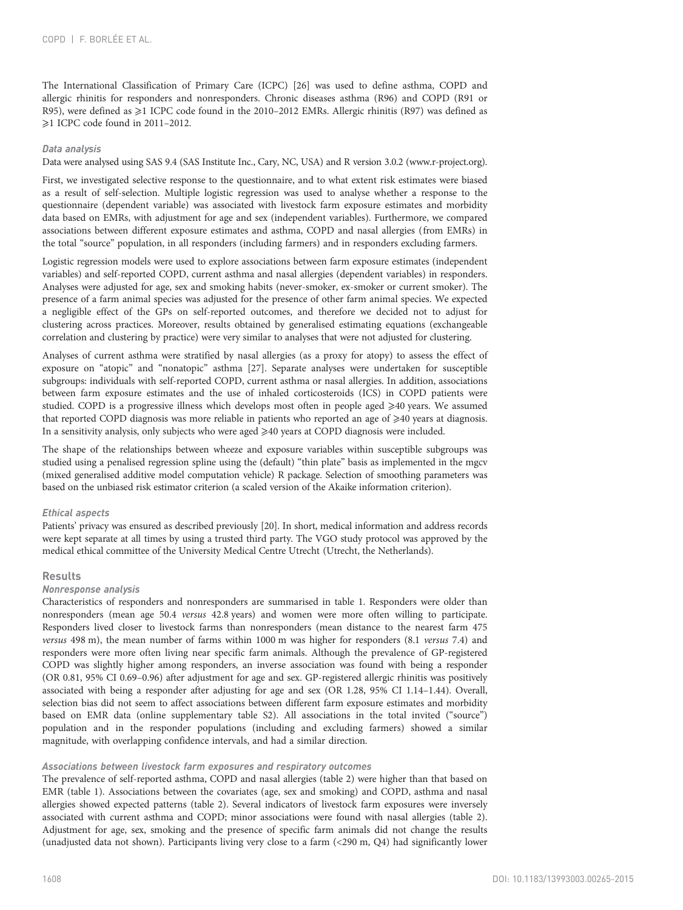The International Classification of Primary Care (ICPC) [26] was used to define asthma, COPD and allergic rhinitis for responders and nonresponders. Chronic diseases asthma (R96) and COPD (R91 or R95), were defined as ⩾1 ICPC code found in the 2010–2012 EMRs. Allergic rhinitis (R97) was defined as ⩾1 ICPC code found in 2011–2012.

### Data analysis

Data were analysed using SAS 9.4 (SAS Institute Inc., Cary, NC, USA) and R version 3.0.2 (www.r-project.org).

First, we investigated selective response to the questionnaire, and to what extent risk estimates were biased as a result of self-selection. Multiple logistic regression was used to analyse whether a response to the questionnaire (dependent variable) was associated with livestock farm exposure estimates and morbidity data based on EMRs, with adjustment for age and sex (independent variables). Furthermore, we compared associations between different exposure estimates and asthma, COPD and nasal allergies (from EMRs) in the total "source" population, in all responders (including farmers) and in responders excluding farmers.

Logistic regression models were used to explore associations between farm exposure estimates (independent variables) and self-reported COPD, current asthma and nasal allergies (dependent variables) in responders. Analyses were adjusted for age, sex and smoking habits (never-smoker, ex-smoker or current smoker). The presence of a farm animal species was adjusted for the presence of other farm animal species. We expected a negligible effect of the GPs on self-reported outcomes, and therefore we decided not to adjust for clustering across practices. Moreover, results obtained by generalised estimating equations (exchangeable correlation and clustering by practice) were very similar to analyses that were not adjusted for clustering.

Analyses of current asthma were stratified by nasal allergies (as a proxy for atopy) to assess the effect of exposure on "atopic" and "nonatopic" asthma [27]. Separate analyses were undertaken for susceptible subgroups: individuals with self-reported COPD, current asthma or nasal allergies. In addition, associations between farm exposure estimates and the use of inhaled corticosteroids (ICS) in COPD patients were studied. COPD is a progressive illness which develops most often in people aged ⩾40 years. We assumed that reported COPD diagnosis was more reliable in patients who reported an age of ⩾40 years at diagnosis. In a sensitivity analysis, only subjects who were aged ⩾40 years at COPD diagnosis were included.

The shape of the relationships between wheeze and exposure variables within susceptible subgroups was studied using a penalised regression spline using the (default) "thin plate" basis as implemented in the mgcv (mixed generalised additive model computation vehicle) R package. Selection of smoothing parameters was based on the unbiased risk estimator criterion (a scaled version of the Akaike information criterion).

### Ethical aspects

Patients' privacy was ensured as described previously [20]. In short, medical information and address records were kept separate at all times by using a trusted third party. The VGO study protocol was approved by the medical ethical committee of the University Medical Centre Utrecht (Utrecht, the Netherlands).

## Results

### Nonresponse analysis

Characteristics of responders and nonresponders are summarised in table 1. Responders were older than nonresponders (mean age 50.4 *versus* 42.8 years) and women were more often willing to participate. Responders lived closer to livestock farms than nonresponders (mean distance to the nearest farm 475 *versus* 498 m), the mean number of farms within 1000 m was higher for responders (8.1 *versus* 7.4) and responders were more often living near specific farm animals. Although the prevalence of GP-registered COPD was slightly higher among responders, an inverse association was found with being a responder (OR 0.81, 95% CI 0.69–0.96) after adjustment for age and sex. GP-registered allergic rhinitis was positively associated with being a responder after adjusting for age and sex (OR 1.28, 95% CI 1.14–1.44). Overall, selection bias did not seem to affect associations between different farm exposure estimates and morbidity based on EMR data (online supplementary table S2). All associations in the total invited ("source") population and in the responder populations (including and excluding farmers) showed a similar magnitude, with overlapping confidence intervals, and had a similar direction.

### Associations between livestock farm exposures and respiratory outcomes

The prevalence of self-reported asthma, COPD and nasal allergies (table 2) were higher than that based on EMR (table 1). Associations between the covariates (age, sex and smoking) and COPD, asthma and nasal allergies showed expected patterns (table 2). Several indicators of livestock farm exposures were inversely associated with current asthma and COPD; minor associations were found with nasal allergies (table 2). Adjustment for age, sex, smoking and the presence of specific farm animals did not change the results (unadjusted data not shown). Participants living very close to a farm (<290 m, Q4) had significantly lower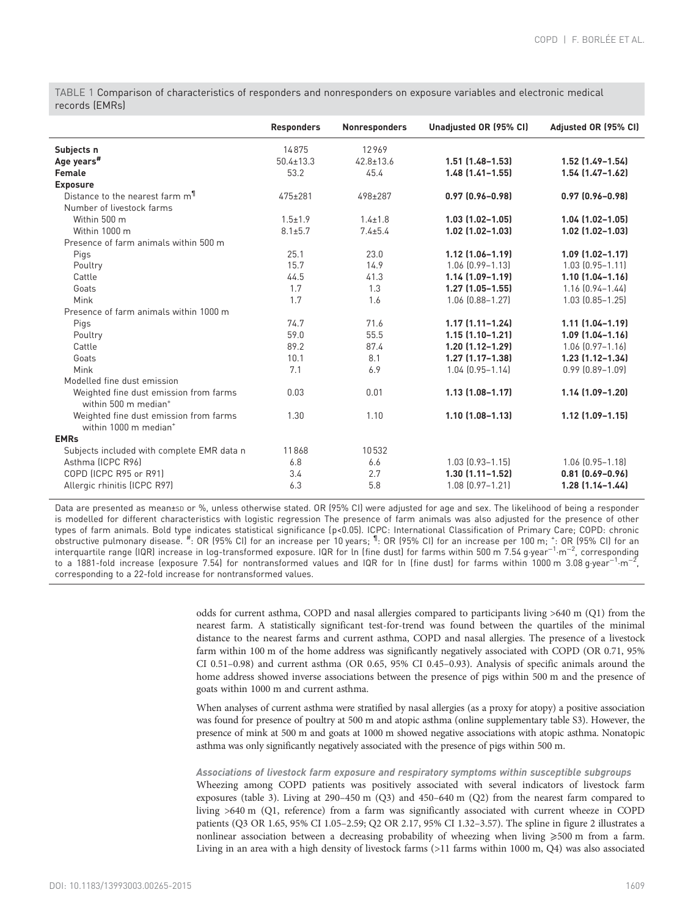TABLE 1 Comparison of characteristics of responders and nonresponders on exposure variables and electronic medical records (EMRs)

| | Responders | Nonresponders | Unadjusted OR (95% CI) | Adjusted OR (95% CI) |
|---|---|---|---|---|
| **Subjects n** | 14875 | 12969 | | |
| **Age years**[#] | 50.4±13.3 | 42.8±13.6 | **1.51 (1.48–1.53)** | **1.52 (1.49–1.54)** |
| **Female** | 53.2 | 45.4 | **1.48 (1.41–1.55)** | **1.54 (1.47–1.62)** |
| **Exposure** | | | | |
| Distance to the nearest farm m[¶] | 475±281 | 498±287 | **0.97 (0.96–0.98)** | **0.97 (0.96–0.98)** |
| Number of livestock farms | | | | |
| Within 500 m | 1.5±1.9 | 1.4±1.8 | **1.03 (1.02–1.05)** | **1.04 (1.02–1.05)** |
| Within 1000 m | 8.1±5.7 | 7.4±5.4 | **1.02 (1.02–1.03)** | **1.02 (1.02–1.03)** |
| Presence of farm animals within 500 m | | | | |
| Pigs | 25.1 | 23.0 | **1.12 (1.06–1.19)** | **1.09 (1.02–1.17)** |
| Poultry | 15.7 | 14.9 | 1.06 (0.99–1.13) | 1.03 (0.95–1.11) |
| Cattle | 44.5 | 41.3 | **1.14 (1.09–1.19)** | **1.10 (1.04–1.16)** |
| Goats | 1.7 | 1.3 | **1.27 (1.05–1.55)** | 1.16 (0.94–1.44) |
| Mink | 1.7 | 1.6 | 1.06 (0.88–1.27) | 1.03 (0.85–1.25) |
| Presence of farm animals within 1000 m | | | | |
| Pigs | 74.7 | 71.6 | **1.17 (1.11–1.24)** | **1.11 (1.04–1.19)** |
| Poultry | 59.0 | 55.5 | **1.15 (1.10–1.21)** | **1.09 (1.04–1.16)** |
| Cattle | 89.2 | 87.4 | **1.20 (1.12–1.29)** | 1.06 (0.97–1.16) |
| Goats | 10.1 | 8.1 | **1.27 (1.17–1.38)** | **1.23 (1.12–1.34)** |
| Mink | 7.1 | 6.9 | 1.04 (0.95–1.14) | 0.99 (0.89–1.09) |
| Modelled fine dust emission | | | | |
| Weighted fine dust emission from farms within 500 m median[+] | 0.03 | 0.01 | **1.13 (1.08–1.17)** | **1.14 (1.09–1.20)** |
| Weighted fine dust emission from farms within 1000 m median[+] | 1.30 | 1.10 | **1.10 (1.08–1.13)** | **1.12 (1.09–1.15)** |
| **EMRs** | | | | |
| Subjects included with complete EMR data n | 11868 | 10532 | | |
| Asthma (ICPC R96) | 6.8 | 6.6 | 1.03 (0.93–1.15) | 1.06 (0.95–1.18) |
| COPD (ICPC R95 or R91) | 3.4 | 2.7 | **1.30 (1.11–1.52)** | **0.81 (0.69–0.96)** |
| Allergic rhinitis (ICPC R97) | 6.3 | 5.8 | 1.08 (0.97–1.21) | **1.28 (1.14–1.44)** |

Data are presented as mean±SD or %, unless otherwise stated. OR (95% CI) were adjusted for age and sex. The likelihood of being a responder is modelled for different characteristics with logistic regression The presence of farm animals was also adjusted for the presence of other types of farm animals. Bold type indicates statistical significance ($p<0.05$). ICPC: International Classification of Primary Care; COPD: chronic obstructive pulmonary disease. [#]: OR (95% CI) for an increase per 10 years; [¶]: OR (95% CI) for an increase per 100 m; [+]: OR (95% CI) for an interquartile range (IQR) increase in log-transformed exposure. IQR for ln (fine dust) for farms within 500 m 7.54 $g \cdot year^{-1} \cdot m^{-2}$, corresponding to a 1881-fold increase (exposure 7.54) for nontransformed values and IQR for ln (fine dust) for farms within 1000 m 3.08 $g \cdot year^{-1} \cdot m^{-2}$, corresponding to a 22-fold increase for nontransformed values.

odds for current asthma, COPD and nasal allergies compared to participants living >640 m (Q1) from the nearest farm. A statistically significant test-for-trend was found between the quartiles of the minimal distance to the nearest farms and current asthma, COPD and nasal allergies. The presence of a livestock farm within 100 m of the home address was significantly negatively associated with COPD (OR 0.71, 95% CI 0.51–0.98) and current asthma (OR 0.65, 95% CI 0.45–0.93). Analysis of specific animals around the home address showed inverse associations between the presence of pigs within 500 m and the presence of goats within 1000 m and current asthma.

When analyses of current asthma were stratified by nasal allergies (as a proxy for atopy) a positive association was found for presence of poultry at 500 m and atopic asthma (online supplementary table S3). However, the presence of mink at 500 m and goats at 1000 m showed negative associations with atopic asthma. Nonatopic asthma was only significantly negatively associated with the presence of pigs within 500 m.

#### *Associations of livestock farm exposure and respiratory symptoms within susceptible subgroups*

Wheezing among COPD patients was positively associated with several indicators of livestock farm exposures (table 3). Living at 290–450 m (Q3) and 450–640 m (Q2) from the nearest farm compared to living >640 m (Q1, reference) from a farm was significantly associated with current wheeze in COPD patients (Q3 OR 1.65, 95% CI 1.05–2.59; Q2 OR 2.17, 95% CI 1.32–3.57). The spline in figure 2 illustrates a nonlinear association between a decreasing probability of wheezing when living ⩾500 m from a farm. Living in an area with a high density of livestock farms (>11 farms within 1000 m, Q4) was also associated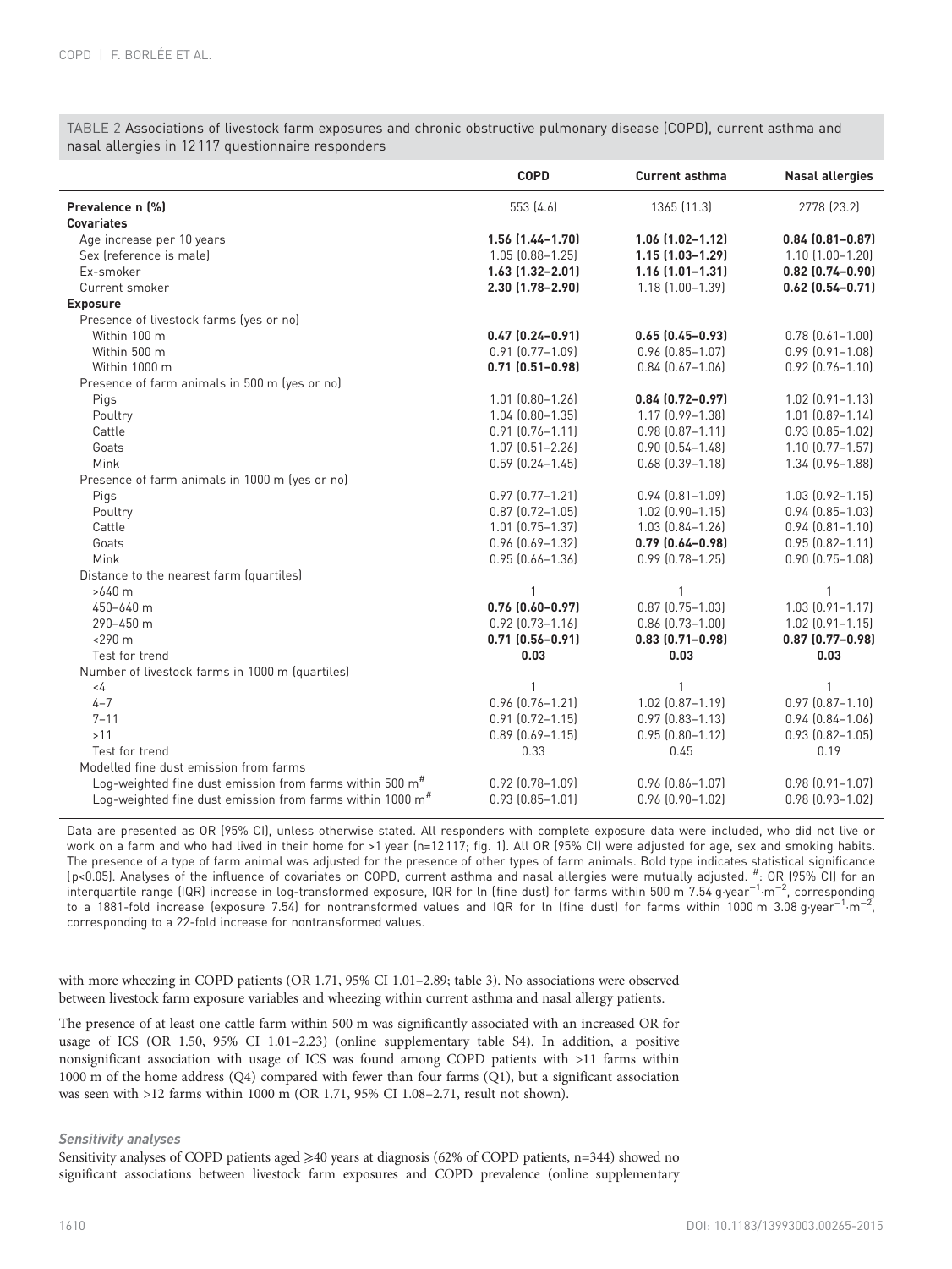TABLE 2 Associations of livestock farm exposures and chronic obstructive pulmonary disease (COPD), current asthma and nasal allergies in 12 117 questionnaire responders

| | COPD | Current asthma | Nasal allergies |
|---|---|---|---|
| **Prevalence n (%)** | 553 (4.6) | 1365 (11.3) | 2778 (23.2) |
| **Covariates** | | | |
| Age increase per 10 years | **1.56 (1.44–1.70)** | **1.06 (1.02–1.12)** | **0.84 (0.81–0.87)** |
| Sex (reference is male) | 1.05 (0.88–1.25) | **1.15 (1.03–1.29)** | 1.10 (1.00–1.20) |
| Ex-smoker | **1.63 (1.32–2.01)** | **1.16 (1.01–1.31)** | **0.82 (0.74–0.90)** |
| Current smoker | **2.30 (1.78–2.90)** | 1.18 (1.00–1.39) | **0.62 (0.54–0.71)** |
| **Exposure** | | | |
| Presence of livestock farms (yes or no) | | | |
| Within 100 m | **0.47 (0.24–0.91)** | **0.65 (0.45–0.93)** | 0.78 (0.61–1.00) |
| Within 500 m | 0.91 (0.77–1.09) | 0.96 (0.85–1.07) | 0.99 (0.91–1.08) |
| Within 1000 m | **0.71 (0.51–0.98)** | 0.84 (0.67–1.06) | 0.92 (0.76–1.10) |
| Presence of farm animals in 500 m (yes or no) | | | |
| Pigs | 1.01 (0.80–1.26) | **0.84 (0.72–0.97)** | 1.02 (0.91–1.13) |
| Poultry | 1.04 (0.80–1.35) | 1.17 (0.99–1.38) | 1.01 (0.89–1.14) |
| Cattle | 0.91 (0.76–1.11) | 0.98 (0.87–1.11) | 0.93 (0.85–1.02) |
| Goats | 1.07 (0.51–2.26) | 0.90 (0.54–1.48) | 1.10 (0.77–1.57) |
| Mink | 0.59 (0.24–1.45) | 0.68 (0.39–1.18) | 1.34 (0.96–1.88) |
| Presence of farm animals in 1000 m (yes or no) | | | |
| Pigs | 0.97 (0.77–1.21) | 0.94 (0.81–1.09) | 1.03 (0.92–1.15) |
| Poultry | 0.87 (0.72–1.05) | 1.02 (0.90–1.15) | 0.94 (0.85–1.03) |
| Cattle | 1.01 (0.75–1.37) | 1.03 (0.84–1.26) | 0.94 (0.81–1.10) |
| Goats | 0.96 (0.69–1.32) | **0.79 (0.64–0.98)** | 0.95 (0.82–1.11) |
| Mink | 0.95 (0.66–1.36) | 0.99 (0.78–1.25) | 0.90 (0.75–1.08) |
| Distance to the nearest farm (quartiles) | | | |
| >640 m | 1 | 1 | 1 |
| 450–640 m | **0.76 (0.60–0.97)** | 0.87 (0.75–1.03) | 1.03 (0.91–1.17) |
| 290–450 m | 0.92 (0.73–1.16) | 0.86 (0.73–1.00) | 1.02 (0.91–1.15) |
| <290 m | **0.71 (0.56–0.91)** | **0.83 (0.71–0.98)** | **0.87 (0.77–0.98)** |
| Test for trend | **0.03** | **0.03** | **0.03** |
| Number of livestock farms in 1000 m (quartiles) | | | |
| <4 | 1 | 1 | 1 |
| 4–7 | 0.96 (0.76–1.21) | 1.02 (0.87–1.19) | 0.97 (0.87–1.10) |
| 7–11 | 0.91 (0.72–1.15) | 0.97 (0.83–1.13) | 0.94 (0.84–1.06) |
| >11 | 0.89 (0.69–1.15) | 0.95 (0.80–1.12) | 0.93 (0.82–1.05) |
| Test for trend | 0.33 | 0.45 | 0.19 |
| Modelled fine dust emission from farms | | | |
| Log-weighted fine dust emission from farms within 500 m# | 0.92 (0.78–1.09) | 0.96 (0.86–1.07) | 0.98 (0.91–1.07) |
| Log-weighted fine dust emission from farms within 1000 m# | 0.93 (0.85–1.01) | 0.96 (0.90–1.02) | 0.98 (0.93–1.02) |

Data are presented as OR (95% CI), unless otherwise stated. All responders with complete exposure data were included, who did not live or work on a farm and who had lived in their home for >1 year (n=12 117; fig. 1). All OR (95% CI) were adjusted for age, sex and smoking habits. The presence of a type of farm animal was adjusted for the presence of other types of farm animals. Bold type indicates statistical significance ($p<0.05$). Analyses of the influence of covariates on COPD, current asthma and nasal allergies were mutually adjusted. #: OR (95% CI) for an interquartile range (IQR) increase in log-transformed exposure, IQR for ln (fine dust) for farms within 500 m 7.54 $g \cdot year^{-1} \cdot m^{-2}$, corresponding to a 1881-fold increase (exposure 7.54) for nontransformed values and IQR for ln (fine dust) for farms within 1000 m 3.08 $g \cdot year^{-1} \cdot m^{-2}$, corresponding to a 22-fold increase for nontransformed values.

with more wheezing in COPD patients (OR 1.71, 95% CI 1.01–2.89; table 3). No associations were observed between livestock farm exposure variables and wheezing within current asthma and nasal allergy patients.

The presence of at least one cattle farm within 500 m was significantly associated with an increased OR for usage of ICS (OR 1.50, 95% CI 1.01–2.23) (online supplementary table S4). In addition, a positive nonsignificant association with usage of ICS was found among COPD patients with >11 farms within 1000 m of the home address (Q4) compared with fewer than four farms (Q1), but a significant association was seen with >12 farms within 1000 m (OR 1.71, 95% CI 1.08–2.71, result not shown).

### *Sensitivity analyses*

Sensitivity analyses of COPD patients aged ⩾40 years at diagnosis (62% of COPD patients, n=344) showed no significant associations between livestock farm exposures and COPD prevalence (online supplementary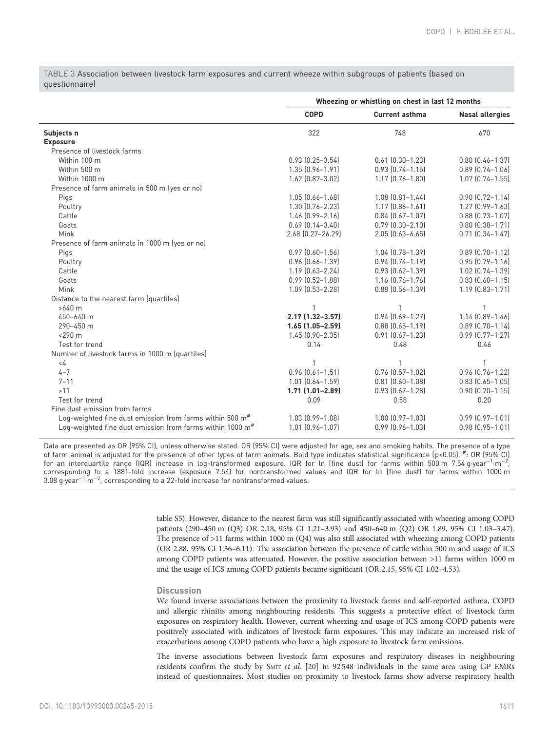TABLE 3 Association between livestock farm exposures and current wheeze within subgroups of patients (based on questionnaire)

| | Wheezing or whistling on chest in last 12 months | | |
|---|---|---|---|
| | **COPD** | **Current asthma** | **Nasal allergies** |
| **Subjects n** | 322 | 748 | 670 |
| **Exposure** | | | |
| Presence of livestock farms | | | |
| Within 100 m | 0.93 (0.25–3.54) | 0.61 (0.30–1.23) | 0.80 (0.46–1.37) |
| Within 500 m | 1.35 (0.96–1.91) | 0.93 (0.74–1.15) | 0.89 (0.74–1.06) |
| Within 1000 m | 1.62 (0.87–3.02) | 1.17 (0.76–1.80) | 1.07 (0.74–1.55) |
| Presence of farm animals in 500 m (yes or no) | | | |
| Pigs | 1.05 (0.66–1.68) | 1.08 (0.81–1.44) | 0.90 (0.72–1.14) |
| Poultry | 1.30 (0.76–2.23) | 1.17 (0.86–1.61) | 1.27 (0.99–1.63) |
| Cattle | 1.46 (0.99–2.16) | 0.84 (0.67–1.07) | 0.88 (0.73–1.07) |
| Goats | 0.69 (0.14–3.40) | 0.79 (0.30–2.10) | 0.80 (0.38–1.71) |
| Mink | 2.68 (0.27–26.29) | 2.05 (0.63–6.65) | 0.71 (0.34–1.47) |
| Presence of farm animals in 1000 m (yes or no) | | | |
| Pigs | 0.97 (0.60–1.56) | 1.04 (0.78–1.39) | 0.89 (0.70–1.12) |
| Poultry | 0.96 (0.66–1.39) | 0.94 (0.74–1.19) | 0.95 (0.79–1.16) |
| Cattle | 1.19 (0.63–2.24) | 0.93 (0.62–1.39) | 1.02 (0.74–1.39) |
| Goats | 0.99 (0.52–1.88) | 1.16 (0.76–1.76) | 0.83 (0.60–1.15) |
| Mink | 1.09 (0.53–2.28) | 0.88 (0.56–1.39) | 1.19 (0.83–1.71) |
| Distance to the nearest farm (quartiles) | | | |
| >640 m | 1 | 1 | 1 |
| 450–640 m | **2.17 (1.32–3.57)** | 0.94 (0.69–1.27) | 1.14 (0.89–1.46) |
| 290–450 m | **1.65 (1.05–2.59)** | 0.88 (0.65–1.19) | 0.89 (0.70–1.14) |
| <290 m | 1.45 (0.90–2.35) | 0.91 (0.67–1.23) | 0.99 (0.77–1.27) |
| Test for trend | 0.14 | 0.48 | 0.46 |
| Number of livestock farms in 1000 m (quartiles) | | | |
| <4 | 1 | 1 | 1 |
| 4–7 | 0.96 (0.61–1.51) | 0.76 (0.57–1.02) | 0.96 (0.76–1.22) |
| 7–11 | 1.01 (0.64–1.59) | 0.81 (0.60–1.08) | 0.83 (0.65–1.05) |
| >11 | **1.71 (1.01–2.89)** | 0.93 (0.67–1.28) | 0.90 (0.70–1.15) |
| Test for trend | 0.09 | 0.58 | 0.20 |
| Fine dust emission from farms | | | |
| Log-weighted fine dust emission from farms within 500 $m^{\#}$ | 1.03 (0.99–1.08) | 1.00 (0.97–1.03) | 0.99 (0.97–1.01) |
| Log-weighted fine dust emission from farms within 1000 $m^{\#}$ | 1.01 (0.96–1.07) | 0.99 (0.96–1.03) | 0.98 (0.95–1.01) |

Data are presented as OR (95% CI), unless otherwise stated. OR (95% CI) were adjusted for age, sex and smoking habits. The presence of a type of farm animal is adjusted for the presence of other types of farm animals. Bold type indicates statistical significance ($p<0.05$). #: OR (95% CI) for an interquartile range (IQR) increase in log-transformed exposure. IQR for ln (fine dust) for farms within 500 m 7.54 $g \cdot year^{-1} \cdot m^{-2}$, corresponding to a 1881-fold increase (exposure 7.54) for nontransformed values and IQR for ln (fine dust) for farms within 1000 m 3.08 $g \cdot year^{-1} \cdot m^{-2}$, corresponding to a 22-fold increase for nontransformed values.

table S5). However, distance to the nearest farm was still significantly associated with wheezing among COPD patients (290–450 m (Q3) OR 2.18, 95% CI 1.21–3.93) and 450–640 m (Q2) OR 1.89, 95% CI 1.03–3.47). The presence of >11 farms within 1000 m (Q4) was also still associated with wheezing among COPD patients (OR 2.88, 95% CI 1.36–6.11). The association between the presence of cattle within 500 m and usage of ICS among COPD patients was attenuated. However, the positive association between >11 farms within 1000 m and the usage of ICS among COPD patients became significant (OR 2.15, 95% CI 1.02–4.53).

## Discussion

We found inverse associations between the proximity to livestock farms and self-reported asthma, COPD and allergic rhinitis among neighbouring residents. This suggests a protective effect of livestock farm exposures on respiratory health. However, current wheezing and usage of ICS among COPD patients were positively associated with indicators of livestock farm exposures. This may indicate an increased risk of exacerbations among COPD patients who have a high exposure to livestock farm emissions.

The inverse associations between livestock farm exposures and respiratory diseases in neighbouring residents confirm the study by Smit *et al.* [20] in 92 548 individuals in the same area using GP EMRs instead of questionnaires. Most studies on proximity to livestock farms show adverse respiratory health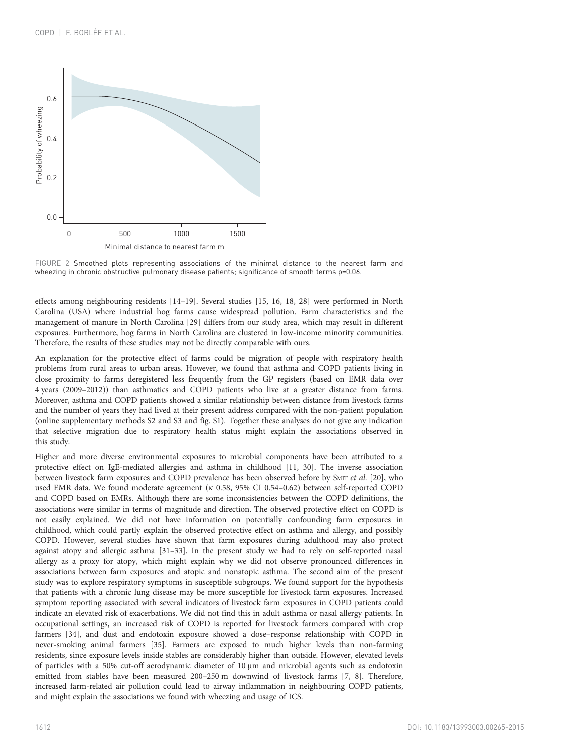FIGURE 2 Smoothed plots representing associations of the minimal distance to the nearest farm and wheezing in chronic obstructive pulmonary disease patients; significance of smooth terms p=0.06.

effects among neighbouring residents [14–19]. Several studies [15, 16, 18, 28] were performed in North Carolina (USA) where industrial hog farms cause widespread pollution. Farm characteristics and the management of manure in North Carolina [29] differs from our study area, which may result in different exposures. Furthermore, hog farms in North Carolina are clustered in low-income minority communities. Therefore, the results of these studies may not be directly comparable with ours.

An explanation for the protective effect of farms could be migration of people with respiratory health problems from rural areas to urban areas. However, we found that asthma and COPD patients living in close proximity to farms deregistered less frequently from the GP registers (based on EMR data over 4 years (2009–2012)) than asthmatics and COPD patients who live at a greater distance from farms. Moreover, asthma and COPD patients showed a similar relationship between distance from livestock farms and the number of years they had lived at their present address compared with the non-patient population (online supplementary methods S2 and S3 and fig. S1). Together these analyses do not give any indication that selective migration due to respiratory health status might explain the associations observed in this study.

Higher and more diverse environmental exposures to microbial components have been attributed to a protective effect on IgE-mediated allergies and asthma in childhood [11, 30]. The inverse association between livestock farm exposures and COPD prevalence has been observed before by Smit *et al.* [20], who used EMR data. We found moderate agreement (κ 0.58, 95% CI 0.54–0.62) between self-reported COPD and COPD based on EMRs. Although there are some inconsistencies between the COPD definitions, the associations were similar in terms of magnitude and direction. The observed protective effect on COPD is not easily explained. We did not have information on potentially confounding farm exposures in childhood, which could partly explain the observed protective effect on asthma and allergy, and possibly COPD. However, several studies have shown that farm exposures during adulthood may also protect against atopy and allergic asthma [31–33]. In the present study we had to rely on self-reported nasal allergy as a proxy for atopy, which might explain why we did not observe pronounced differences in associations between farm exposures and atopic and nonatopic asthma. The second aim of the present study was to explore respiratory symptoms in susceptible subgroups. We found support for the hypothesis that patients with a chronic lung disease may be more susceptible for livestock farm exposures. Increased symptom reporting associated with several indicators of livestock farm exposures in COPD patients could indicate an elevated risk of exacerbations. We did not find this in adult asthma or nasal allergy patients. In occupational settings, an increased risk of COPD is reported for livestock farmers compared with crop farmers [34], and dust and endotoxin exposure showed a dose–response relationship with COPD in never-smoking animal farmers [35]. Farmers are exposed to much higher levels than non-farming residents, since exposure levels inside stables are considerably higher than outside. However, elevated levels of particles with a 50% cut-off aerodynamic diameter of 10 μm and microbial agents such as endotoxin emitted from stables have been measured 200–250 m downwind of livestock farms [7, 8]. Therefore, increased farm-related air pollution could lead to airway inflammation in neighbouring COPD patients, and might explain the associations we found with wheezing and usage of ICS.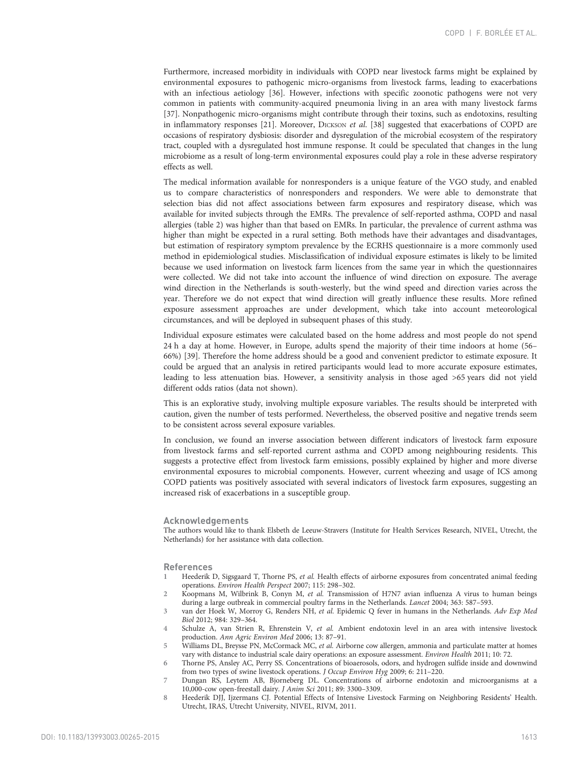Furthermore, increased morbidity in individuals with COPD near livestock farms might be explained by environmental exposures to pathogenic micro-organisms from livestock farms, leading to exacerbations with an infectious aetiology [36]. However, infections with specific zoonotic pathogens were not very common in patients with community-acquired pneumonia living in an area with many livestock farms [37]. Nonpathogenic micro-organisms might contribute through their toxins, such as endotoxins, resulting in inflammatory responses [21]. Moreover, Dickson *et al.* [38] suggested that exacerbations of COPD are occasions of respiratory dysbiosis: disorder and dysregulation of the microbial ecosystem of the respiratory tract, coupled with a dysregulated host immune response. It could be speculated that changes in the lung microbiome as a result of long-term environmental exposures could play a role in these adverse respiratory effects as well.

The medical information available for nonresponders is a unique feature of the VGO study, and enabled us to compare characteristics of nonresponders and responders. We were able to demonstrate that selection bias did not affect associations between farm exposures and respiratory disease, which was available for invited subjects through the EMRs. The prevalence of self-reported asthma, COPD and nasal allergies (table 2) was higher than that based on EMRs. In particular, the prevalence of current asthma was higher than might be expected in a rural setting. Both methods have their advantages and disadvantages, but estimation of respiratory symptom prevalence by the ECRHS questionnaire is a more commonly used method in epidemiological studies. Misclassification of individual exposure estimates is likely to be limited because we used information on livestock farm licences from the same year in which the questionnaires were collected. We did not take into account the influence of wind direction on exposure. The average wind direction in the Netherlands is south-westerly, but the wind speed and direction varies across the year. Therefore we do not expect that wind direction will greatly influence these results. More refined exposure assessment approaches are under development, which take into account meteorological circumstances, and will be deployed in subsequent phases of this study.

Individual exposure estimates were calculated based on the home address and most people do not spend 24 h a day at home. However, in Europe, adults spend the majority of their time indoors at home (56–66%) [39]. Therefore the home address should be a good and convenient predictor to estimate exposure. It could be argued that an analysis in retired participants would lead to more accurate exposure estimates, leading to less attenuation bias. However, a sensitivity analysis in those aged >65 years did not yield different odds ratios (data not shown).

This is an explorative study, involving multiple exposure variables. The results should be interpreted with caution, given the number of tests performed. Nevertheless, the observed positive and negative trends seem to be consistent across several exposure variables.

In conclusion, we found an inverse association between different indicators of livestock farm exposure from livestock farms and self-reported current asthma and COPD among neighbouring residents. This suggests a protective effect from livestock farm emissions, possibly explained by higher and more diverse environmental exposures to microbial components. However, current wheezing and usage of ICS among COPD patients was positively associated with several indicators of livestock farm exposures, suggesting an increased risk of exacerbations in a susceptible group.

## Acknowledgements

The authors would like to thank Elsbeth de Leeuw-Stravers (Institute for Health Services Research, NIVEL, Utrecht, the Netherlands) for her assistance with data collection.

## References

1. Heederik D, Sigsgaard T, Thorne PS, *et al.* Health effects of airborne exposures from concentrated animal feeding operations. *Environ Health Perspect* 2007; 115: 298–302.
2. Koopmans M, Wilbrink B, Conyn M, *et al.* Transmission of H7N7 avian influenza A virus to human beings during a large outbreak in commercial poultry farms in the Netherlands. *Lancet* 2004; 363: 587–593.
3. van der Hoek W, Morroy G, Renders NH, *et al.* Epidemic Q fever in humans in the Netherlands. *Adv Exp Med Biol* 2012; 984: 329–364.
4. Schulze A, van Strien R, Ehrenstein V, *et al.* Ambient endotoxin level in an area with intensive livestock production. *Ann Agric Environ Med* 2006; 13: 87–91.
5. Williams DL, Breysse PN, McCormack MC, *et al.* Airborne cow allergen, ammonia and particulate matter at homes vary with distance to industrial scale dairy operations: an exposure assessment. *Environ Health* 2011; 10: 72.
6. Thorne PS, Ansley AC, Perry SS. Concentrations of bioaerosols, odors, and hydrogen sulfide inside and downwind from two types of swine livestock operations. *J Occup Environ Hyg* 2009; 6: 211–220.
7. Dungan RS, Leytem AB, Bjorneberg DL. Concentrations of airborne endotoxin and microorganisms at a 10,000-cow open-freestall dairy. *J Anim Sci* 2011; 89: 3300–3309.
8. Heederik DJJ, Ijzermans CJ. Potential Effects of Intensive Livestock Farming on Neighboring Residents' Health. Utrecht, IRAS, Utrecht University, NIVEL, RIVM, 2011.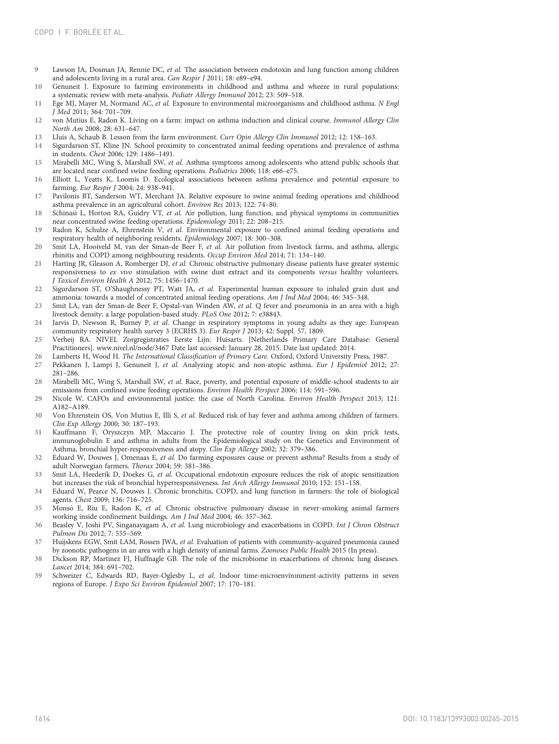9 Lawson JA, Dosman JA, Rennie DC, *et al.* The association between endotoxin and lung function among children and adolescents living in a rural area. *Can Respir J* 2011; 18: e89–e94.
10 Genuneit J. Exposure to farming environments in childhood and asthma and wheeze in rural populations: a systematic review with meta-analysis. *Pediatr Allergy Immunol* 2012; 23: 509–518.
11 Ege MJ, Mayer M, Normand AC, *et al.* Exposure to environmental microorganisms and childhood asthma. *N Engl J Med* 2011; 364: 701–709.
12 von Mutius E, Radon K. Living on a farm: impact on asthma induction and clinical course. *Immunol Allergy Clin North Am* 2008; 28: 631–647.
13 Lluis A, Schaub B. Lesson from the farm environment. *Curr Opin Allergy Clin Immunol* 2012; 12: 158–163.
14 Sigurdarson ST, Kline JN. School proximity to concentrated animal feeding operations and prevalence of asthma in students. *Chest* 2006; 129: 1486–1491.
15 Mirabelli MC, Wing S, Marshall SW, *et al.* Asthma symptoms among adolescents who attend public schools that are located near confined swine feeding operations. *Pediatrics* 2006; 118: e66–e75.
16 Elliott L, Yeatts K, Loomis D. Ecological associations between asthma prevalence and potential exposure to farming. *Eur Respir J* 2004; 24: 938–941.
17 Pavilonis BT, Sanderson WT, Merchant JA. Relative exposure to swine animal feeding operations and childhood asthma prevalence in an agricultural cohort. *Environ Res* 2013; 122: 74–80.
18 Schinasi L, Horton RA, Guidry VT, *et al.* Air pollution, lung function, and physical symptoms in communities near concentrated swine feeding operations. *Epidemiology* 2011; 22: 208–215.
19 Radon K, Schulze A, Ehrenstein V, *et al.* Environmental exposure to confined animal feeding operations and respiratory health of neighboring residents. *Epidemiology* 2007; 18: 300–308.
20 Smit LA, Hooiveld M, van der Sman-de Beer F, *et al.* Air pollution from livestock farms, and asthma, allergic rhinitis and COPD among neighbouring residents. *Occup Environ Med* 2014; 71: 134–140.
21 Harting JR, Gleason A, Romberger DJ, *et al.* Chronic obstructive pulmonary disease patients have greater systemic responsiveness to *ex vivo* stimulation with swine dust extract and its components *versus* healthy volunteers. *J Toxicol Environ Health A* 2012; 75: 1456–1470.
22 Sigurdarson ST, O'Shaughnessy PT, Watt JA, *et al.* Experimental human exposure to inhaled grain dust and ammonia: towards a model of concentrated animal feeding operations. *Am J Ind Med* 2004; 46: 345–348.
23 Smit LA, van der Sman-de Beer F, Opstal-van Winden AW, *et al.* Q fever and pneumonia in an area with a high livestock density: a large population-based study. *PLoS One* 2012; 7: e38843.
24 Jarvis D, Newson R, Burney P, *et al.* Change in respiratory symptoms in young adults as they age: European community respiratory health survey 3 (ECRHS 3). *Eur Respir J* 2013; 42: Suppl. 57, 1809.
25 Verheij RA. NIVEL Zorgregistraties Eerste Lijn: Huisarts. [Netherlands Primary Care Database: General Practitioners]. www.nivel.nl/node/3467 Date last accessed: January 28, 2015. Date last updated: 2014.
26 Lamberts H, Wood H. *The International Classification of Primary Care.* Oxford, Oxford University Press, 1987.
27 Pekkanen J, Lampi J, Genuneit J, *et al.* Analyzing atopic and non-atopic asthma. *Eur J Epidemiol* 2012; 27: 281–286.
28 Mirabelli MC, Wing S, Marshall SW, *et al.* Race, poverty, and potential exposure of middle-school students to air emissions from confined swine feeding operations. *Environ Health Perspect* 2006; 114: 591–596.
29 Nicole W. CAFOs and environmental justice: the case of North Carolina. *Environ Health Perspect* 2013; 121: A182–A189.
30 Von Ehrenstein OS, Von Mutius E, Illi S, *et al.* Reduced risk of hay fever and asthma among children of farmers. *Clin Exp Allergy* 2000; 30: 187–193.
31 Kauffmann F, Oryszczyn MP, Maccario J. The protective role of country living on skin prick tests, immunoglobulin E and asthma in adults from the Epidemiological study on the Genetics and Environment of Asthma, bronchial hyper-responsiveness and atopy. *Clin Exp Allergy* 2002; 32: 379–386.
32 Eduard W, Douwes J, Omenaas E, *et al.* Do farming exposures cause or prevent asthma? Results from a study of adult Norwegian farmers. *Thorax* 2004; 59: 381–386.
33 Smit LA, Heederik D, Doekes G, *et al.* Occupational endotoxin exposure reduces the risk of atopic sensitization but increases the risk of bronchial hyperresponsiveness. *Int Arch Allergy Immunol* 2010; 152: 151–158.
34 Eduard W, Pearce N, Douwes J. Chronic bronchitis, COPD, and lung function in farmers: the role of biological agents. *Chest* 2009; 136: 716–725.
35 Monsó E, Riu E, Radon K, *et al.* Chronic obstructive pulmonary disease in never-smoking animal farmers working inside confinement buildings. *Am J Ind Med* 2004; 46: 357–362.
36 Beasley V, Joshi PV, Singanayagam A, *et al.* Lung microbiology and exacerbations in COPD. *Int J Chron Obstruct Pulmon Dis* 2012; 7: 555–569.
37 Huijskens EGW, Smit LAM, Rossen JWA, *et al.* Evaluation of patients with community-acquired pneumonia caused by zoonotic pathogens in an area with a high density of animal farms. *Zoonoses Public Health* 2015 (In press).
38 Dickson RP, Martinez FJ, Huffnagle GB. The role of the microbiome in exacerbations of chronic lung diseases. *Lancet* 2014; 384: 691–702.
39 Schweizer C, Edwards RD, Bayer-Oglesby L, *et al.* Indoor time-microenvironment-activity patterns in seven regions of Europe. *J Expo Sci Environ Epidemiol* 2007; 17: 170–181.